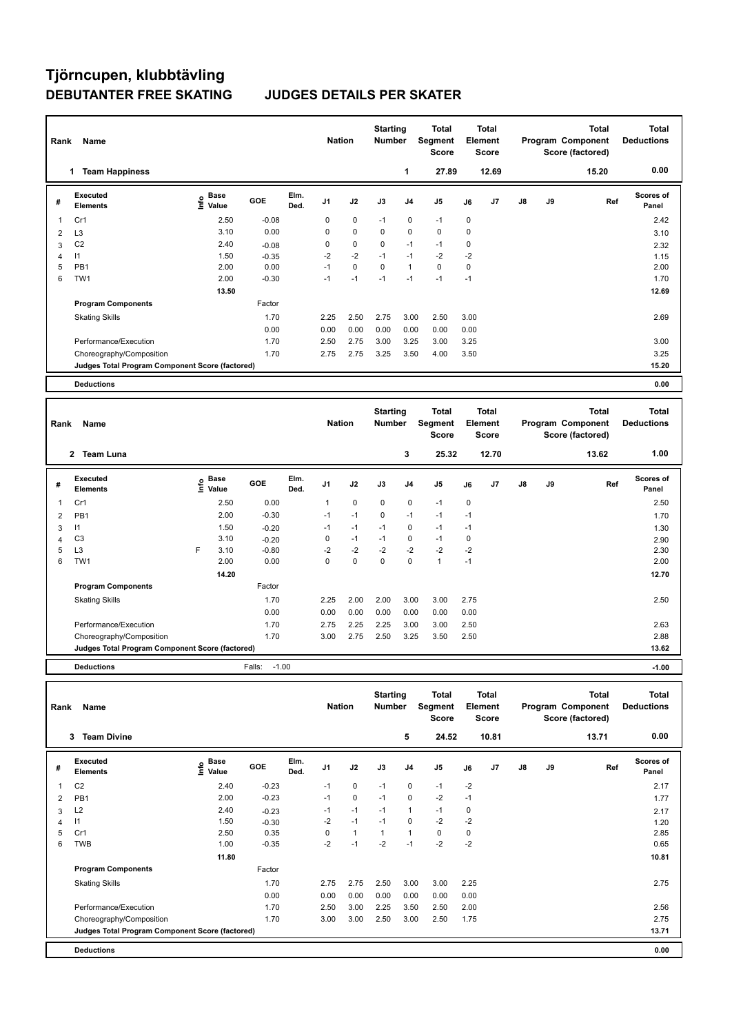# Tjörncupen, klubbtävling

## DEBUTANTER FREE SKATING — JUDGES DETAILS PER SKATER

| Rank | Name | Nation | Starting Number | Total Segment Score | Total Element Score | Total Program Component Score (factored) | Total Deductions |
|---|---|---|---|---|---|---|---|
| 1 | Team Happiness | | 1 | 27.89 | 12.69 | 15.20 | 0.00 |

| # | Executed Elements | Info | Base Value | GOE | Elm. Ded. | J1 | J2 | J3 | J4 | J5 | J6 | J7 | J8 | J9 | Ref | Scores of Panel |
|---|---|---|---|---|---|---|---|---|---|---|---|---|---|---|---|---|
| 1 | Cr1 | | 2.50 | -0.08 | | 0 | 0 | -1 | 0 | -1 | 0 | | | | | 2.42 |
| 2 | L3 | | 3.10 | 0.00 | | 0 | 0 | 0 | 0 | 0 | 0 | | | | | 3.10 |
| 3 | C2 | | 2.40 | -0.08 | | 0 | 0 | 0 | -1 | -1 | 0 | | | | | 2.32 |
| 4 | I1 | | 1.50 | -0.35 | | -2 | -2 | -1 | -1 | -2 | -2 | | | | | 1.15 |
| 5 | PB1 | | 2.00 | 0.00 | | -1 | 0 | 0 | 1 | 0 | 0 | | | | | 2.00 |
| 6 | TW1 | | 2.00 | -0.30 | | -1 | -1 | -1 | -1 | -1 | -1 | | | | | 1.70 |
| | | | 13.50 | | | | | | | | | | | | | 12.69 |
| | **Program Components** | | | Factor | | | | | | | | | | | | |
| | Skating Skills | | | 1.70 | | 2.25 | 2.50 | 2.75 | 3.00 | 2.50 | 3.00 | | | | | 2.69 |
| | | | | 0.00 | | 0.00 | 0.00 | 0.00 | 0.00 | 0.00 | 0.00 | | | | | |
| | Performance/Execution | | | 1.70 | | 2.50 | 2.75 | 3.00 | 3.25 | 3.00 | 3.25 | | | | | 3.00 |
| | Choreography/Composition | | | 1.70 | | 2.75 | 2.75 | 3.25 | 3.50 | 4.00 | 3.50 | | | | | 3.25 |
| | Judges Total Program Component Score (factored) | | | | | | | | | | | | | | | 15.20 |
| | **Deductions** | | | | | | | | | | | | | | | 0.00 |

| Rank | Name | Nation | Starting Number | Total Segment Score | Total Element Score | Total Program Component Score (factored) | Total Deductions |
|---|---|---|---|---|---|---|---|
| 2 | Team Luna | | 3 | 25.32 | 12.70 | 13.62 | 1.00 |

| # | Executed Elements | Info | Base Value | GOE | Elm. Ded. | J1 | J2 | J3 | J4 | J5 | J6 | J7 | J8 | J9 | Ref | Scores of Panel |
|---|---|---|---|---|---|---|---|---|---|---|---|---|---|---|---|---|
| 1 | Cr1 | | 2.50 | 0.00 | | 1 | 0 | 0 | 0 | -1 | 0 | | | | | 2.50 |
| 2 | PB1 | | 2.00 | -0.30 | | -1 | -1 | 0 | -1 | -1 | -1 | | | | | 1.70 |
| 3 | I1 | | 1.50 | -0.20 | | -1 | -1 | -1 | 0 | -1 | -1 | | | | | 1.30 |
| 4 | C3 | | 3.10 | -0.20 | | 0 | -1 | -1 | 0 | -1 | 0 | | | | | 2.90 |
| 5 | L3 | F | 3.10 | -0.80 | | -2 | -2 | -2 | -2 | -2 | -2 | | | | | 2.30 |
| 6 | TW1 | | 2.00 | 0.00 | | 0 | 0 | 0 | 0 | 1 | -1 | | | | | 2.00 |
| | | | 14.20 | | | | | | | | | | | | | 12.70 |
| | **Program Components** | | | Factor | | | | | | | | | | | | |
| | Skating Skills | | | 1.70 | | 2.25 | 2.00 | 2.00 | 3.00 | 3.00 | 2.75 | | | | | 2.50 |
| | | | | 0.00 | | 0.00 | 0.00 | 0.00 | 0.00 | 0.00 | 0.00 | | | | | |
| | Performance/Execution | | | 1.70 | | 2.75 | 2.25 | 2.25 | 3.00 | 3.00 | 2.50 | | | | | 2.63 |
| | Choreography/Composition | | | 1.70 | | 3.00 | 2.75 | 2.50 | 3.25 | 3.50 | 2.50 | | | | | 2.88 |
| | Judges Total Program Component Score (factored) | | | | | | | | | | | | | | | 13.62 |
| | **Deductions** | | | Falls: -1.00 | | | | | | | | | | | | -1.00 |

| Rank | Name | Nation | Starting Number | Total Segment Score | Total Element Score | Total Program Component Score (factored) | Total Deductions |
|---|---|---|---|---|---|---|---|
| 3 | Team Divine | | 5 | 24.52 | 10.81 | 13.71 | 0.00 |

| # | Executed Elements | Info | Base Value | GOE | Elm. Ded. | J1 | J2 | J3 | J4 | J5 | J6 | J7 | J8 | J9 | Ref | Scores of Panel |
|---|---|---|---|---|---|---|---|---|---|---|---|---|---|---|---|---|
| 1 | C2 | | 2.40 | -0.23 | | -1 | 0 | -1 | 0 | -1 | -2 | | | | | 2.17 |
| 2 | PB1 | | 2.00 | -0.23 | | -1 | 0 | -1 | 0 | -2 | -1 | | | | | 1.77 |
| 3 | L2 | | 2.40 | -0.23 | | -1 | -1 | -1 | 1 | -1 | 0 | | | | | 2.17 |
| 4 | I1 | | 1.50 | -0.30 | | -2 | -1 | -1 | 0 | -2 | -2 | | | | | 1.20 |
| 5 | Cr1 | | 2.50 | 0.35 | | 0 | 1 | 1 | 1 | 0 | 0 | | | | | 2.85 |
| 6 | TWB | | 1.00 | -0.35 | | -2 | -1 | -2 | -1 | -2 | -2 | | | | | 0.65 |
| | | | 11.80 | | | | | | | | | | | | | 10.81 |
| | **Program Components** | | | Factor | | | | | | | | | | | | |
| | Skating Skills | | | 1.70 | | 2.75 | 2.75 | 2.50 | 3.00 | 3.00 | 2.25 | | | | | 2.75 |
| | | | | 0.00 | | 0.00 | 0.00 | 0.00 | 0.00 | 0.00 | 0.00 | | | | | |
| | Performance/Execution | | | 1.70 | | 2.50 | 3.00 | 2.25 | 3.50 | 2.50 | 2.00 | | | | | 2.56 |
| | Choreography/Composition | | | 1.70 | | 3.00 | 3.00 | 2.50 | 3.00 | 2.50 | 1.75 | | | | | 2.75 |
| | Judges Total Program Component Score (factored) | | | | | | | | | | | | | | | 13.71 |
| | **Deductions** | | | | | | | | | | | | | | | 0.00 |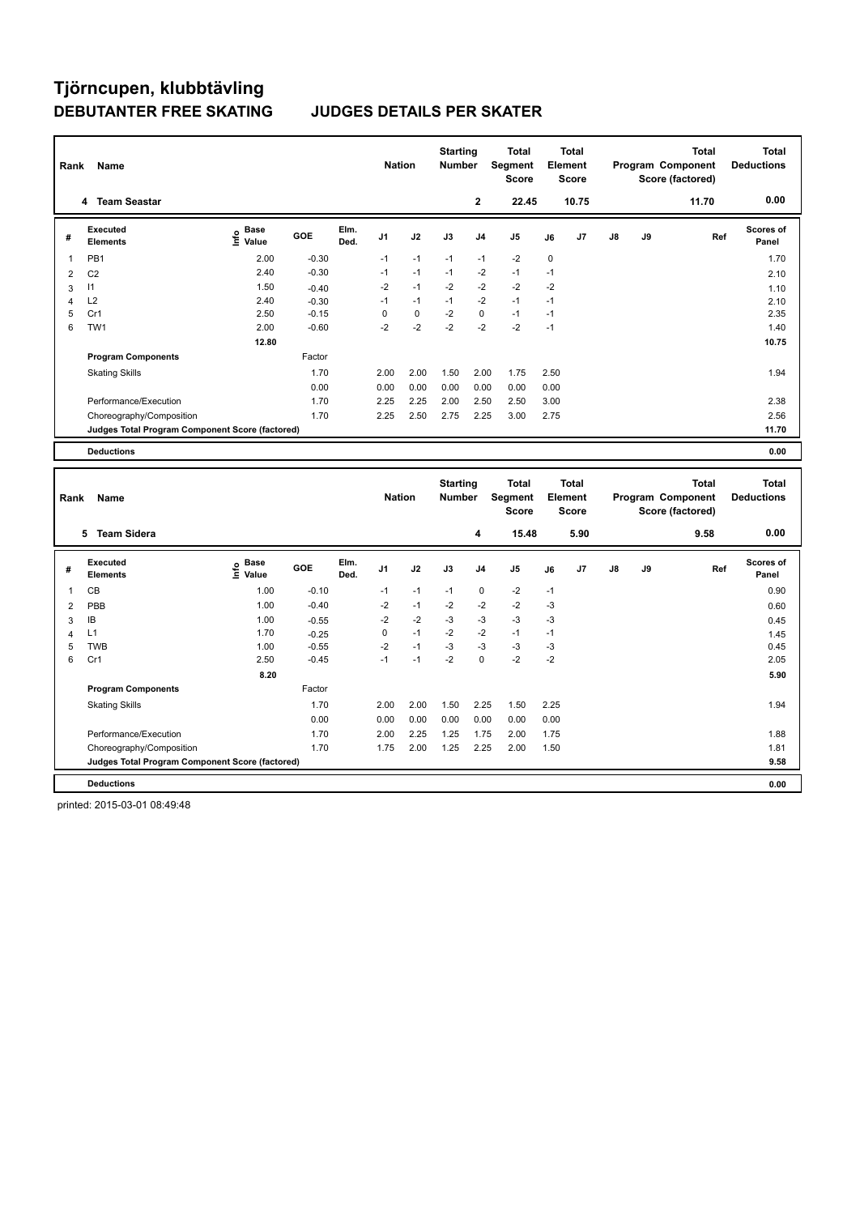# Tjörncupen, klubbtävling

## DEBUTANTER FREE SKATING JUDGES DETAILS PER SKATER

| Rank | Name | Nation | Starting Number | Total Segment Score | Total Element Score | Total Program Component Score (factored) | Total Deductions |
|---|---|---|---|---|---|---|---|
| 4 | Team Seastar | | 2 | 22.45 | 10.75 | 11.70 | 0.00 |

| # | Executed Elements | Info | Base Value | GOE | Elm. Ded. | J1 | J2 | J3 | J4 | J5 | J6 | J7 | J8 | J9 | Ref | Scores of Panel |
|---|---|---|---|---|---|---|---|---|---|---|---|---|---|---|---|---|
| 1 | PB1 | | 2.00 | -0.30 | | -1 | -1 | -1 | -1 | -2 | 0 | | | | | 1.70 |
| 2 | C2 | | 2.40 | -0.30 | | -1 | -1 | -1 | -2 | -1 | -1 | | | | | 2.10 |
| 3 | I1 | | 1.50 | -0.40 | | -2 | -1 | -2 | -2 | -2 | -2 | | | | | 1.10 |
| 4 | L2 | | 2.40 | -0.30 | | -1 | -1 | -1 | -2 | -1 | -1 | | | | | 2.10 |
| 5 | Cr1 | | 2.50 | -0.15 | | 0 | 0 | -2 | 0 | -1 | -1 | | | | | 2.35 |
| 6 | TW1 | | 2.00 | -0.60 | | -2 | -2 | -2 | -2 | -2 | -1 | | | | | 1.40 |
| | | | 12.80 | | | | | | | | | | | | | 10.75 |
| | **Program Components** | | | Factor | | | | | | | | | | | | |
| | Skating Skills | | | 1.70 | | 2.00 | 2.00 | 1.50 | 2.00 | 1.75 | 2.50 | | | | | 1.94 |
| | | | | 0.00 | | 0.00 | 0.00 | 0.00 | 0.00 | 0.00 | 0.00 | | | | | |
| | Performance/Execution | | | 1.70 | | 2.25 | 2.25 | 2.00 | 2.50 | 2.50 | 3.00 | | | | | 2.38 |
| | Choreography/Composition | | | 1.70 | | 2.25 | 2.50 | 2.75 | 2.25 | 3.00 | 2.75 | | | | | 2.56 |
| | **Judges Total Program Component Score (factored)** | | | | | | | | | | | | | | | 11.70 |
| | **Deductions** | | | | | | | | | | | | | | | 0.00 |

| Rank | Name | Nation | Starting Number | Total Segment Score | Total Element Score | Total Program Component Score (factored) | Total Deductions |
|---|---|---|---|---|---|---|---|
| 5 | Team Sidera | | 4 | 15.48 | 5.90 | 9.58 | 0.00 |

| # | Executed Elements | Info | Base Value | GOE | Elm. Ded. | J1 | J2 | J3 | J4 | J5 | J6 | J7 | J8 | J9 | Ref | Scores of Panel |
|---|---|---|---|---|---|---|---|---|---|---|---|---|---|---|---|---|
| 1 | CB | | 1.00 | -0.10 | | -1 | -1 | -1 | 0 | -2 | -1 | | | | | 0.90 |
| 2 | PBB | | 1.00 | -0.40 | | -2 | -1 | -2 | -2 | -2 | -3 | | | | | 0.60 |
| 3 | IB | | 1.00 | -0.55 | | -2 | -2 | -3 | -3 | -3 | -3 | | | | | 0.45 |
| 4 | L1 | | 1.70 | -0.25 | | 0 | -1 | -2 | -2 | -1 | -1 | | | | | 1.45 |
| 5 | TWB | | 1.00 | -0.55 | | -2 | -1 | -3 | -3 | -3 | -3 | | | | | 0.45 |
| 6 | Cr1 | | 2.50 | -0.45 | | -1 | -1 | -2 | 0 | -2 | -2 | | | | | 2.05 |
| | | | 8.20 | | | | | | | | | | | | | 5.90 |
| | **Program Components** | | | Factor | | | | | | | | | | | | |
| | Skating Skills | | | 1.70 | | 2.00 | 2.00 | 1.50 | 2.25 | 1.50 | 2.25 | | | | | 1.94 |
| | | | | 0.00 | | 0.00 | 0.00 | 0.00 | 0.00 | 0.00 | 0.00 | | | | | |
| | Performance/Execution | | | 1.70 | | 2.00 | 2.25 | 1.25 | 1.75 | 2.00 | 1.75 | | | | | 1.88 |
| | Choreography/Composition | | | 1.70 | | 1.75 | 2.00 | 1.25 | 2.25 | 2.00 | 1.50 | | | | | 1.81 |
| | **Judges Total Program Component Score (factored)** | | | | | | | | | | | | | | | 9.58 |
| | **Deductions** | | | | | | | | | | | | | | | 0.00 |

printed: 2015-03-01 08:49:48